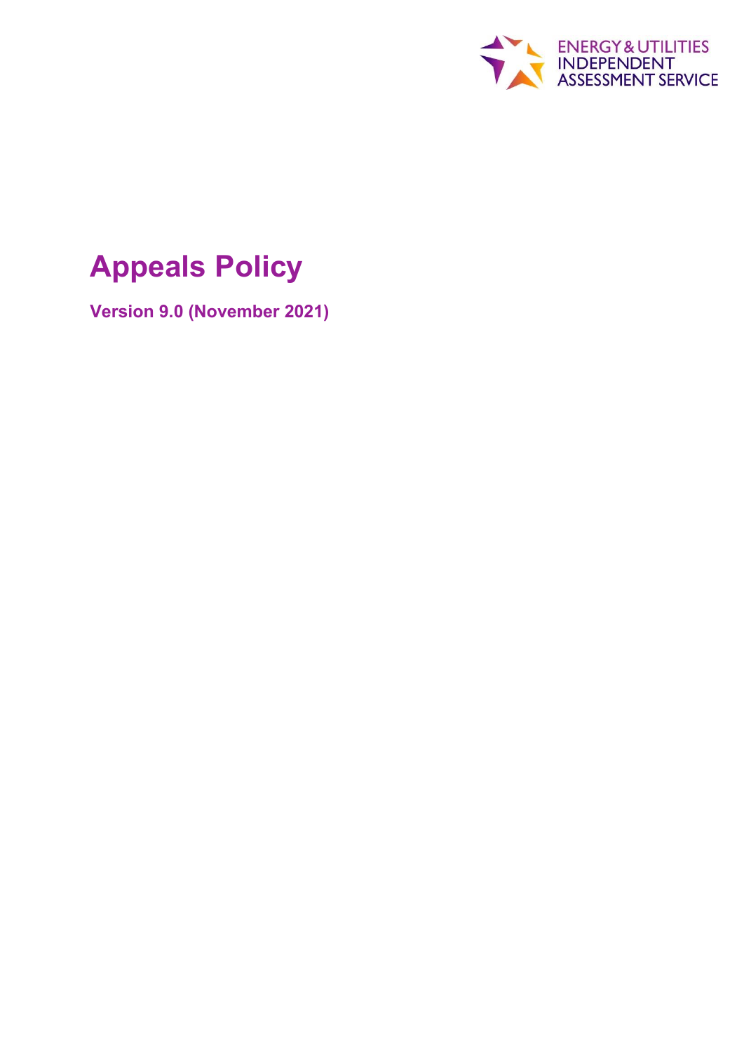ENERGY & UTILITIES INDEPENDENT ASSESSMENT SERVICE

# Appeals Policy

**Version 9.0 (November 2021)**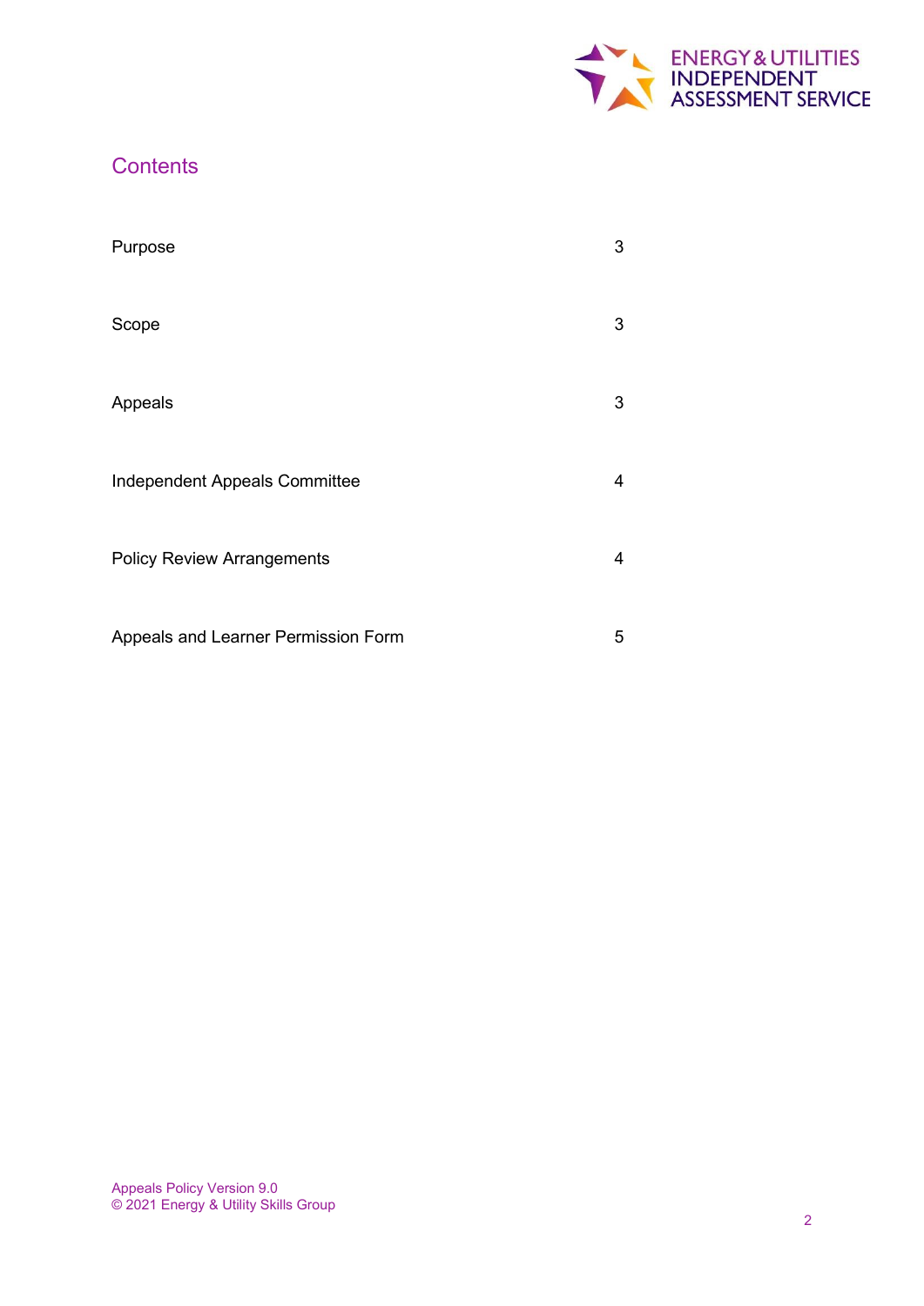## Contents

| | |
|---|---|
| Purpose | 3 |
| Scope | 3 |
| Appeals | 3 |
| Independent Appeals Committee | 4 |
| Policy Review Arrangements | 4 |
| Appeals and Learner Permission Form | 5 |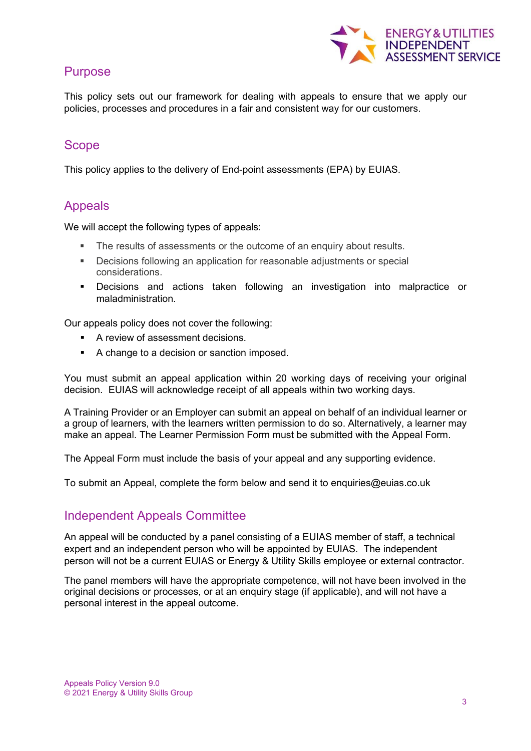## Purpose

This policy sets out our framework for dealing with appeals to ensure that we apply our policies, processes and procedures in a fair and consistent way for our customers.

## Scope

This policy applies to the delivery of End-point assessments (EPA) by EUIAS.

## Appeals

We will accept the following types of appeals:

- The results of assessments or the outcome of an enquiry about results.
- Decisions following an application for reasonable adjustments or special considerations.
- Decisions and actions taken following an investigation into malpractice or maladministration.

Our appeals policy does not cover the following:

- A review of assessment decisions.
- A change to a decision or sanction imposed.

You must submit an appeal application within 20 working days of receiving your original decision. EUIAS will acknowledge receipt of all appeals within two working days.

A Training Provider or an Employer can submit an appeal on behalf of an individual learner or a group of learners, with the learners written permission to do so. Alternatively, a learner may make an appeal. The Learner Permission Form must be submitted with the Appeal Form.

The Appeal Form must include the basis of your appeal and any supporting evidence.

To submit an Appeal, complete the form below and send it to enquiries@euias.co.uk

## Independent Appeals Committee

An appeal will be conducted by a panel consisting of a EUIAS member of staff, a technical expert and an independent person who will be appointed by EUIAS. The independent person will not be a current EUIAS or Energy & Utility Skills employee or external contractor.

The panel members will have the appropriate competence, will not have been involved in the original decisions or processes, or at an enquiry stage (if applicable), and will not have a personal interest in the appeal outcome.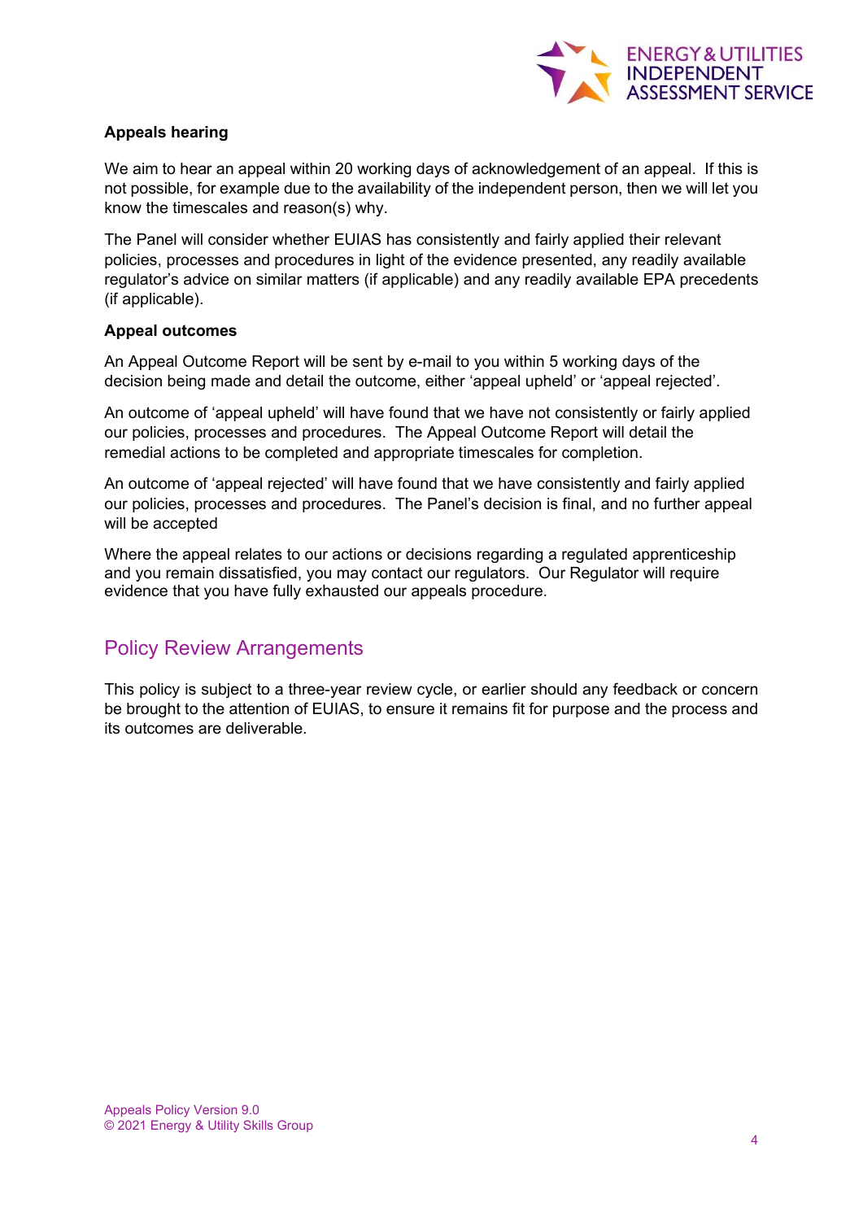### Appeals hearing

We aim to hear an appeal within 20 working days of acknowledgement of an appeal. If this is not possible, for example due to the availability of the independent person, then we will let you know the timescales and reason(s) why.

The Panel will consider whether EUIAS has consistently and fairly applied their relevant policies, processes and procedures in light of the evidence presented, any readily available regulator's advice on similar matters (if applicable) and any readily available EPA precedents (if applicable).

### Appeal outcomes

An Appeal Outcome Report will be sent by e-mail to you within 5 working days of the decision being made and detail the outcome, either 'appeal upheld' or 'appeal rejected'.

An outcome of 'appeal upheld' will have found that we have not consistently or fairly applied our policies, processes and procedures. The Appeal Outcome Report will detail the remedial actions to be completed and appropriate timescales for completion.

An outcome of 'appeal rejected' will have found that we have consistently and fairly applied our policies, processes and procedures. The Panel's decision is final, and no further appeal will be accepted

Where the appeal relates to our actions or decisions regarding a regulated apprenticeship and you remain dissatisfied, you may contact our regulators. Our Regulator will require evidence that you have fully exhausted our appeals procedure.

## Policy Review Arrangements

This policy is subject to a three-year review cycle, or earlier should any feedback or concern be brought to the attention of EUIAS, to ensure it remains fit for purpose and the process and its outcomes are deliverable.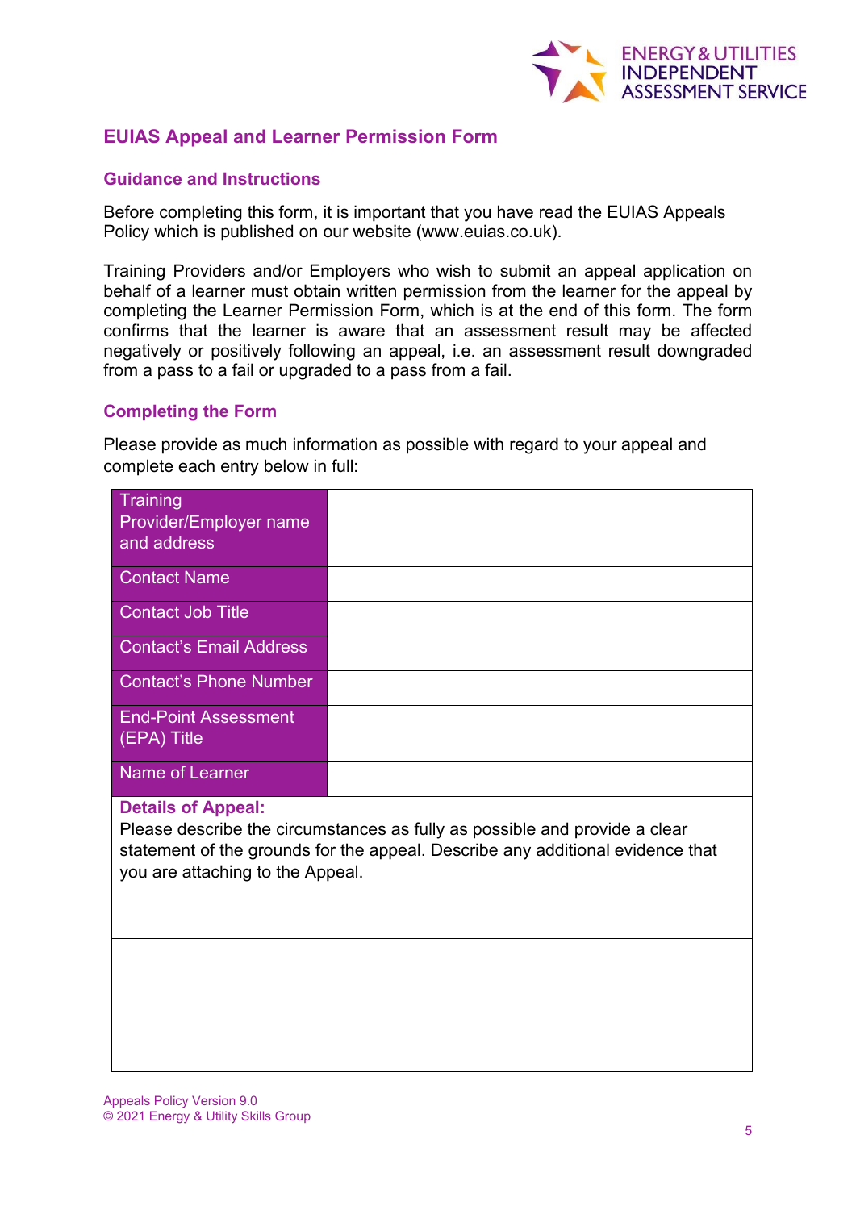## EUIAS Appeal and Learner Permission Form

### Guidance and Instructions

Before completing this form, it is important that you have read the EUIAS Appeals Policy which is published on our website (www.euias.co.uk).

Training Providers and/or Employers who wish to submit an appeal application on behalf of a learner must obtain written permission from the learner for the appeal by completing the Learner Permission Form, which is at the end of this form. The form confirms that the learner is aware that an assessment result may be affected negatively or positively following an appeal, i.e. an assessment result downgraded from a pass to a fail or upgraded to a pass from a fail.

### Completing the Form

Please provide as much information as possible with regard to your appeal and complete each entry below in full:

| Training Provider/Employer name and address | |
|---|---|
| Contact Name | |
| Contact Job Title | |
| Contact's Email Address | |
| Contact's Phone Number | |
| End-Point Assessment (EPA) Title | |
| Name of Learner | |
| **Details of Appeal:** Please describe the circumstances as fully as possible and provide a clear statement of the grounds for the appeal. Describe any additional evidence that you are attaching to the Appeal. | |
| | |

Appeals Policy Version 9.0
© 2021 Energy & Utility Skills Group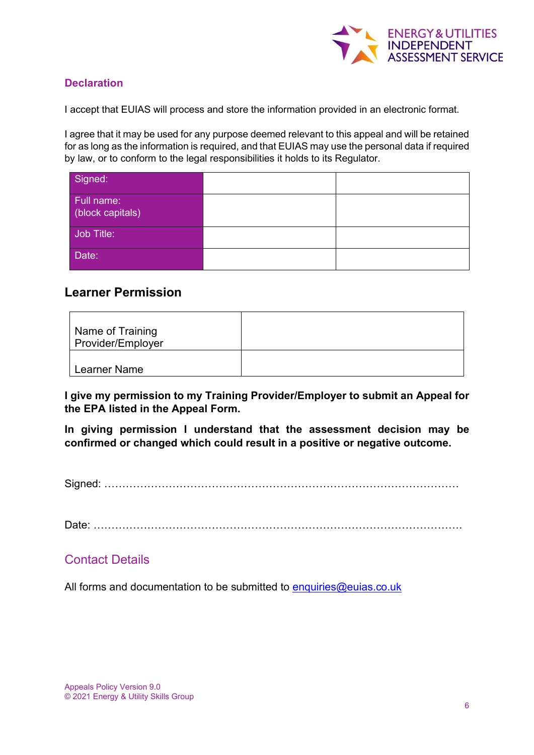## Declaration

I accept that EUIAS will process and store the information provided in an electronic format.

I agree that it may be used for any purpose deemed relevant to this appeal and will be retained for as long as the information is required, and that EUIAS may use the personal data if required by law, or to conform to the legal responsibilities it holds to its Regulator.

| | | |
|---|---|---|
| Signed: | | |
| Full name: (block capitals) | | |
| Job Title: | | |
| Date: | | |

## Learner Permission

| | |
|---|---|
| Name of Training Provider/Employer | |
| Learner Name | |

**I give my permission to my Training Provider/Employer to submit an Appeal for the EPA listed in the Appeal Form.**

**In giving permission I understand that the assessment decision may be confirmed or changed which could result in a positive or negative outcome.**

Signed: ……………………………………………………………………………………

Date: ………………………………………………………………………………………

## Contact Details

All forms and documentation to be submitted to enquiries@euias.co.uk

Appeals Policy Version 9.0
© 2021 Energy & Utility Skills Group